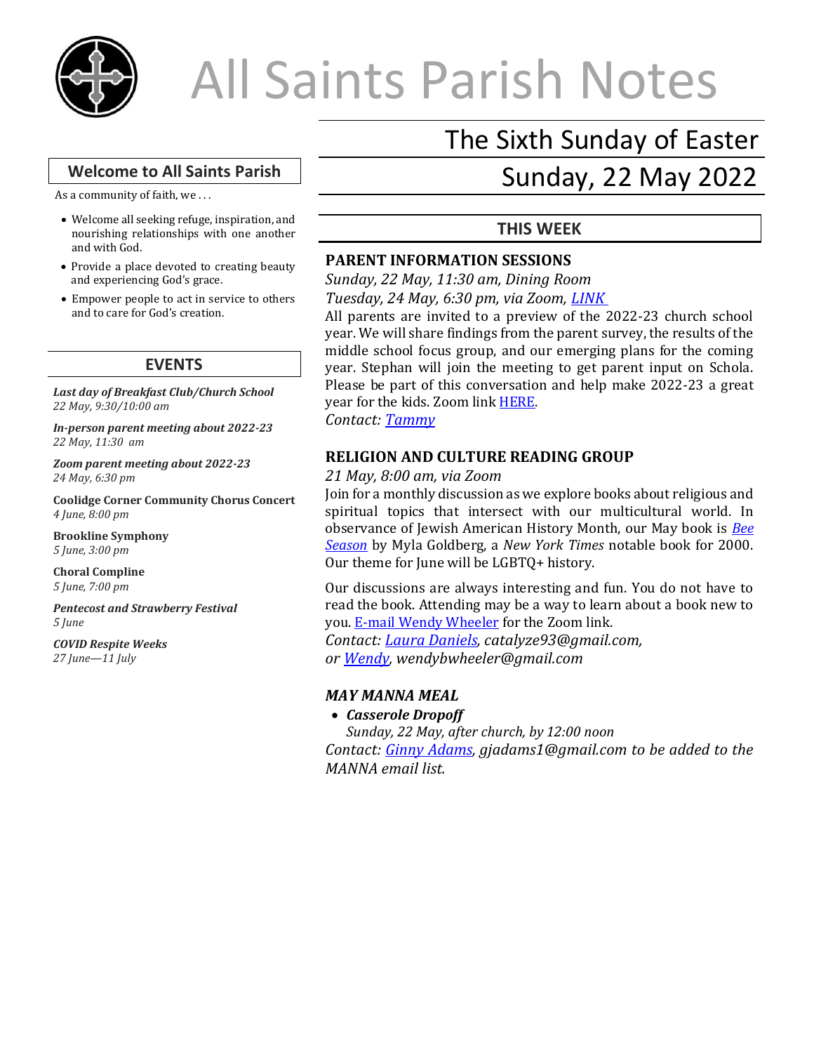# All Saints Parish Notes

## The Sixth Sunday of Easter

## Sunday, 22 May 2022

## Welcome to All Saints Parish

As a community of faith, we . . .

- Welcome all seeking refuge, inspiration, and nourishing relationships with one another and with God.
- Provide a place devoted to creating beauty and experiencing God's grace.
- Empower people to act in service to others and to care for God's creation.

## EVENTS

***Last day of Breakfast Club/Church School***
*22 May, 9:30/10:00 am*

***In-person parent meeting about 2022-23***
*22 May, 11:30 am*

***Zoom parent meeting about 2022-23***
*24 May, 6:30 pm*

**Coolidge Corner Community Chorus Concert**
*4 June, 8:00 pm*

**Brookline Symphony**
*5 June, 3:00 pm*

**Choral Compline**
*5 June, 7:00 pm*

***Pentecost and Strawberry Festival***
*5 June*

***COVID Respite Weeks***
*27 June—11 July*

## THIS WEEK

### PARENT INFORMATION SESSIONS

*Sunday, 22 May, 11:30 am, Dining Room*
*Tuesday, 24 May, 6:30 pm, via Zoom, LINK*

All parents are invited to a preview of the 2022-23 church school year. We will share findings from the parent survey, the results of the middle school focus group, and our emerging plans for the coming year. Stephan will join the meeting to get parent input on Schola. Please be part of this conversation and help make 2022-23 a great year for the kids. Zoom link HERE.
*Contact: Tammy*

### RELIGION AND CULTURE READING GROUP

*21 May, 8:00 am, via Zoom*

Join for a monthly discussion as we explore books about religious and spiritual topics that intersect with our multicultural world. In observance of Jewish American History Month, our May book is *Bee Season* by Myla Goldberg, a *New York Times* notable book for 2000. Our theme for June will be LGBTQ+ history.

Our discussions are always interesting and fun. You do not have to read the book. Attending may be a way to learn about a book new to you. E-mail Wendy Wheeler for the Zoom link.
*Contact: Laura Daniels, catalyze93@gmail.com,*
*or Wendy, wendybwheeler@gmail.com*

### *MAY MANNA MEAL*

- ***Casserole Dropoff***
  *Sunday, 22 May, after church, by 12:00 noon*

*Contact: Ginny Adams, gjadams1@gmail.com to be added to the MANNA email list.*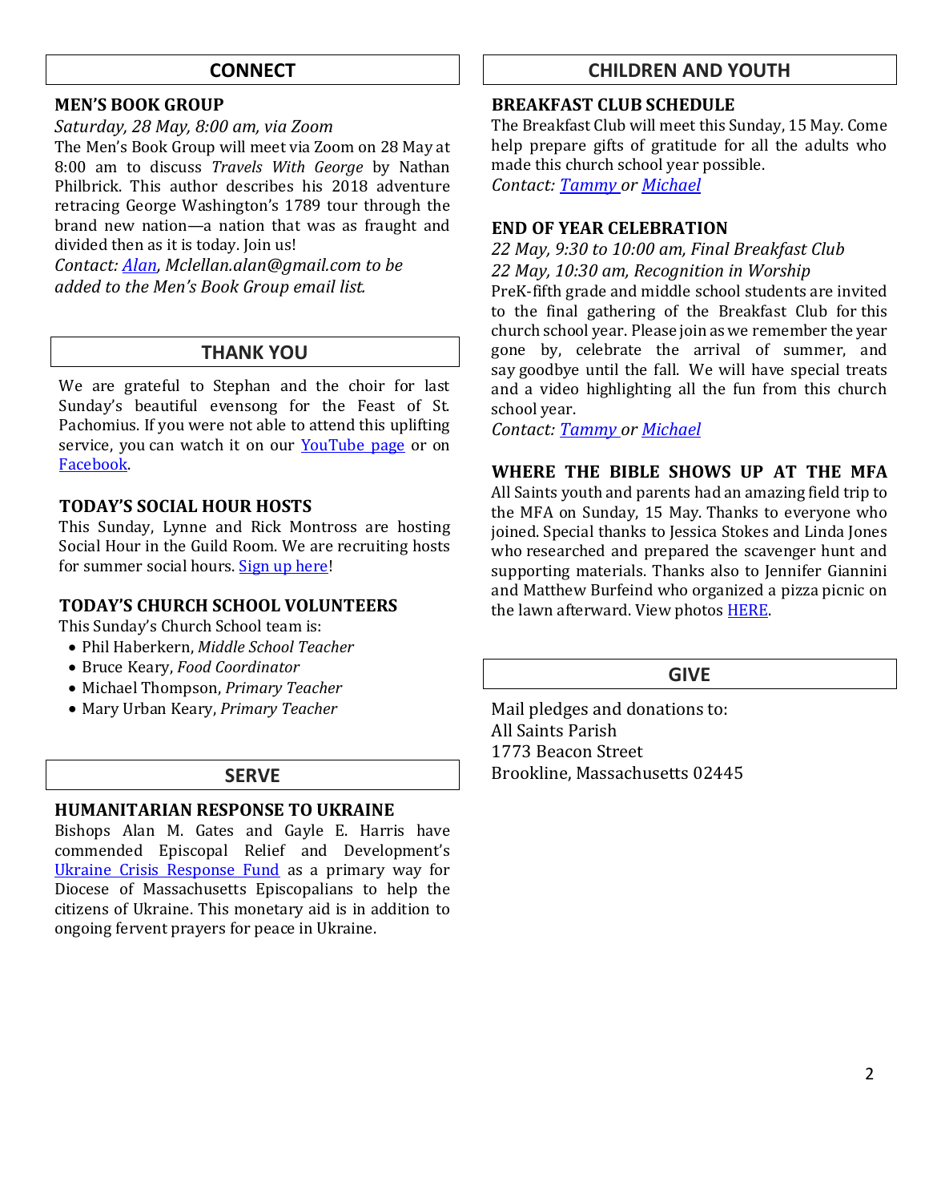## CONNECT

### MEN'S BOOK GROUP

*Saturday, 28 May, 8:00 am, via Zoom*

The Men's Book Group will meet via Zoom on 28 May at 8:00 am to discuss *Travels With George* by Nathan Philbrick. This author describes his 2018 adventure retracing George Washington's 1789 tour through the brand new nation—a nation that was as fraught and divided then as it is today. Join us!

*Contact: Alan, Mclellan.alan@gmail.com to be added to the Men's Book Group email list.*

## THANK YOU

We are grateful to Stephan and the choir for last Sunday's beautiful evensong for the Feast of St. Pachomius. If you were not able to attend this uplifting service, you can watch it on our YouTube page or on Facebook.

### TODAY'S SOCIAL HOUR HOSTS

This Sunday, Lynne and Rick Montross are hosting Social Hour in the Guild Room. We are recruiting hosts for summer social hours. Sign up here!

### TODAY'S CHURCH SCHOOL VOLUNTEERS

This Sunday's Church School team is:

- Phil Haberkern, *Middle School Teacher*
- Bruce Keary, *Food Coordinator*
- Michael Thompson, *Primary Teacher*
- Mary Urban Keary, *Primary Teacher*

## SERVE

### HUMANITARIAN RESPONSE TO UKRAINE

Bishops Alan M. Gates and Gayle E. Harris have commended Episcopal Relief and Development's Ukraine Crisis Response Fund as a primary way for Diocese of Massachusetts Episcopalians to help the citizens of Ukraine. This monetary aid is in addition to ongoing fervent prayers for peace in Ukraine.

## CHILDREN AND YOUTH

### BREAKFAST CLUB SCHEDULE

The Breakfast Club will meet this Sunday, 15 May. Come help prepare gifts of gratitude for all the adults who made this church school year possible.

*Contact: Tammy or Michael*

### END OF YEAR CELEBRATION

*22 May, 9:30 to 10:00 am, Final Breakfast Club*
*22 May, 10:30 am, Recognition in Worship*

PreK-fifth grade and middle school students are invited to the final gathering of the Breakfast Club for this church school year. Please join as we remember the year gone by, celebrate the arrival of summer, and say goodbye until the fall. We will have special treats and a video highlighting all the fun from this church school year.

*Contact: Tammy or Michael*

### WHERE THE BIBLE SHOWS UP AT THE MFA

All Saints youth and parents had an amazing field trip to the MFA on Sunday, 15 May. Thanks to everyone who joined. Special thanks to Jessica Stokes and Linda Jones who researched and prepared the scavenger hunt and supporting materials. Thanks also to Jennifer Giannini and Matthew Burfeind who organized a pizza picnic on the lawn afterward. View photos HERE.

## GIVE

Mail pledges and donations to:
All Saints Parish
1773 Beacon Street
Brookline, Massachusetts 02445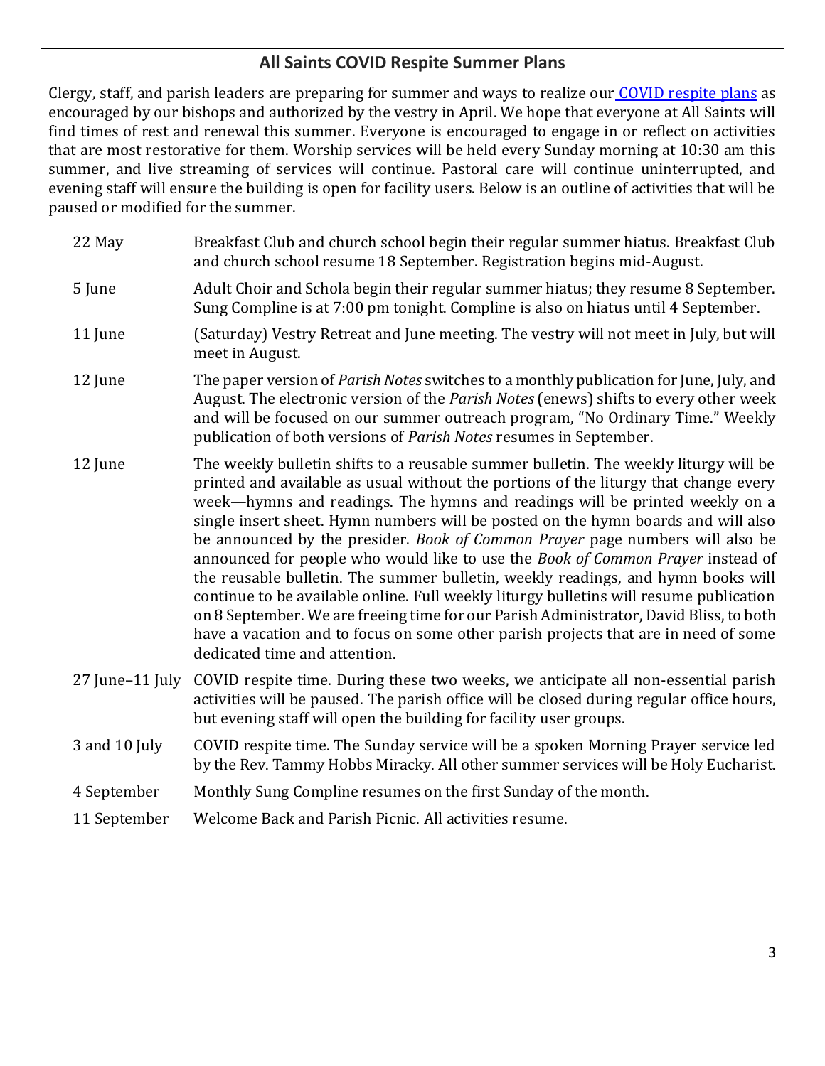## All Saints COVID Respite Summer Plans

Clergy, staff, and parish leaders are preparing for summer and ways to realize our [COVID respite plans]() as encouraged by our bishops and authorized by the vestry in April. We hope that everyone at All Saints will find times of rest and renewal this summer. Everyone is encouraged to engage in or reflect on activities that are most restorative for them. Worship services will be held every Sunday morning at 10:30 am this summer, and live streaming of services will continue. Pastoral care will continue uninterrupted, and evening staff will ensure the building is open for facility users. Below is an outline of activities that will be paused or modified for the summer.

| | |
|---|---|
| 22 May | Breakfast Club and church school begin their regular summer hiatus. Breakfast Club and church school resume 18 September. Registration begins mid-August. |
| 5 June | Adult Choir and Schola begin their regular summer hiatus; they resume 8 September. Sung Compline is at 7:00 pm tonight. Compline is also on hiatus until 4 September. |
| 11 June | (Saturday) Vestry Retreat and June meeting. The vestry will not meet in July, but will meet in August. |
| 12 June | The paper version of *Parish Notes* switches to a monthly publication for June, July, and August. The electronic version of the *Parish Notes* (enews) shifts to every other week and will be focused on our summer outreach program, "No Ordinary Time." Weekly publication of both versions of *Parish Notes* resumes in September. |
| 12 June | The weekly bulletin shifts to a reusable summer bulletin. The weekly liturgy will be printed and available as usual without the portions of the liturgy that change every week—hymns and readings. The hymns and readings will be printed weekly on a single insert sheet. Hymn numbers will be posted on the hymn boards and will also be announced by the presider. *Book of Common Prayer* page numbers will also be announced for people who would like to use the *Book of Common Prayer* instead of the reusable bulletin. The summer bulletin, weekly readings, and hymn books will continue to be available online. Full weekly liturgy bulletins will resume publication on 8 September. We are freeing time for our Parish Administrator, David Bliss, to both have a vacation and to focus on some other parish projects that are in need of some dedicated time and attention. |
| 27 June–11 July | COVID respite time. During these two weeks, we anticipate all non-essential parish activities will be paused. The parish office will be closed during regular office hours, but evening staff will open the building for facility user groups. |
| 3 and 10 July | COVID respite time. The Sunday service will be a spoken Morning Prayer service led by the Rev. Tammy Hobbs Miracky. All other summer services will be Holy Eucharist. |
| 4 September | Monthly Sung Compline resumes on the first Sunday of the month. |
| 11 September | Welcome Back and Parish Picnic. All activities resume. |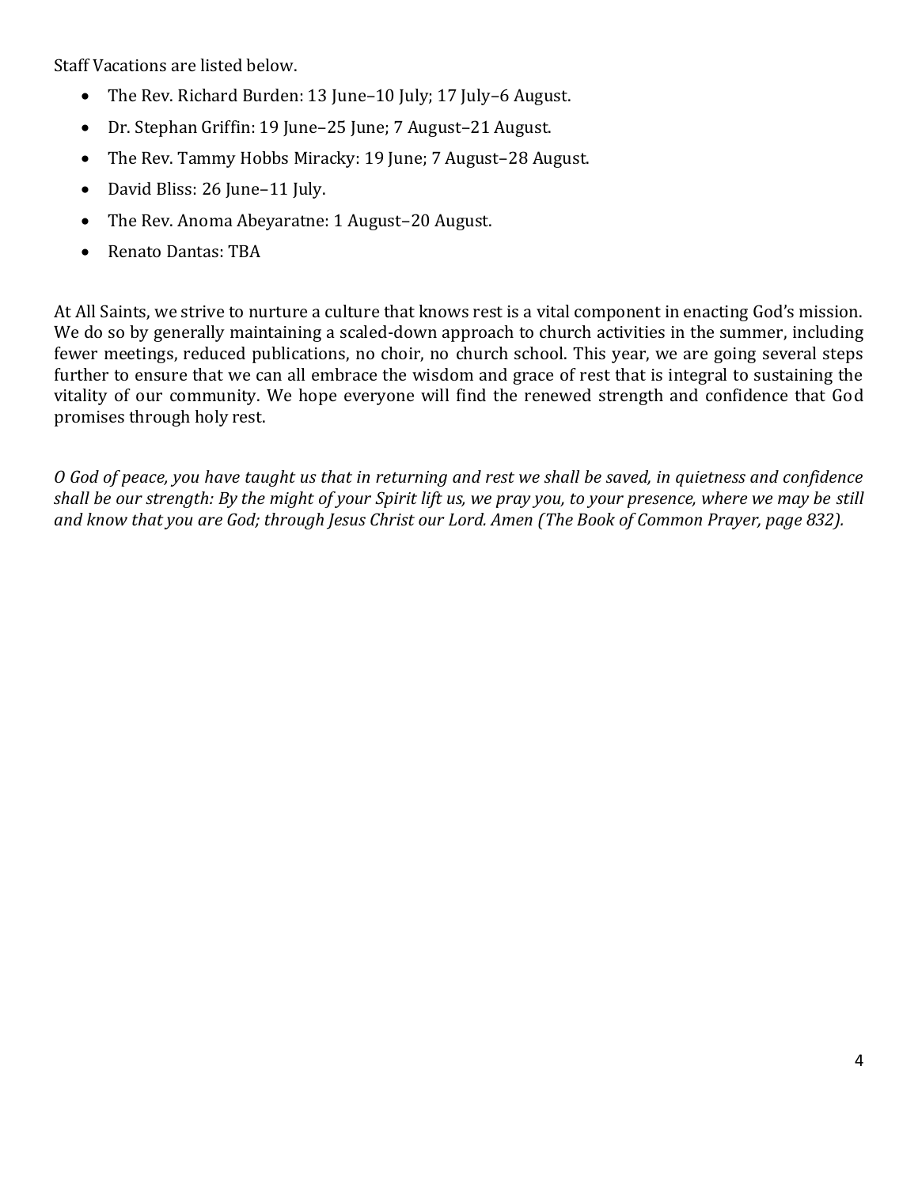Staff Vacations are listed below.

- The Rev. Richard Burden: 13 June–10 July; 17 July–6 August.
- Dr. Stephan Griffin: 19 June–25 June; 7 August–21 August.
- The Rev. Tammy Hobbs Miracky: 19 June; 7 August–28 August.
- David Bliss: 26 June–11 July.
- The Rev. Anoma Abeyaratne: 1 August–20 August.
- Renato Dantas: TBA

At All Saints, we strive to nurture a culture that knows rest is a vital component in enacting God's mission. We do so by generally maintaining a scaled-down approach to church activities in the summer, including fewer meetings, reduced publications, no choir, no church school. This year, we are going several steps further to ensure that we can all embrace the wisdom and grace of rest that is integral to sustaining the vitality of our community. We hope everyone will find the renewed strength and confidence that God promises through holy rest.

*O God of peace, you have taught us that in returning and rest we shall be saved, in quietness and confidence shall be our strength: By the might of your Spirit lift us, we pray you, to your presence, where we may be still and know that you are God; through Jesus Christ our Lord. Amen (The Book of Common Prayer, page 832).*